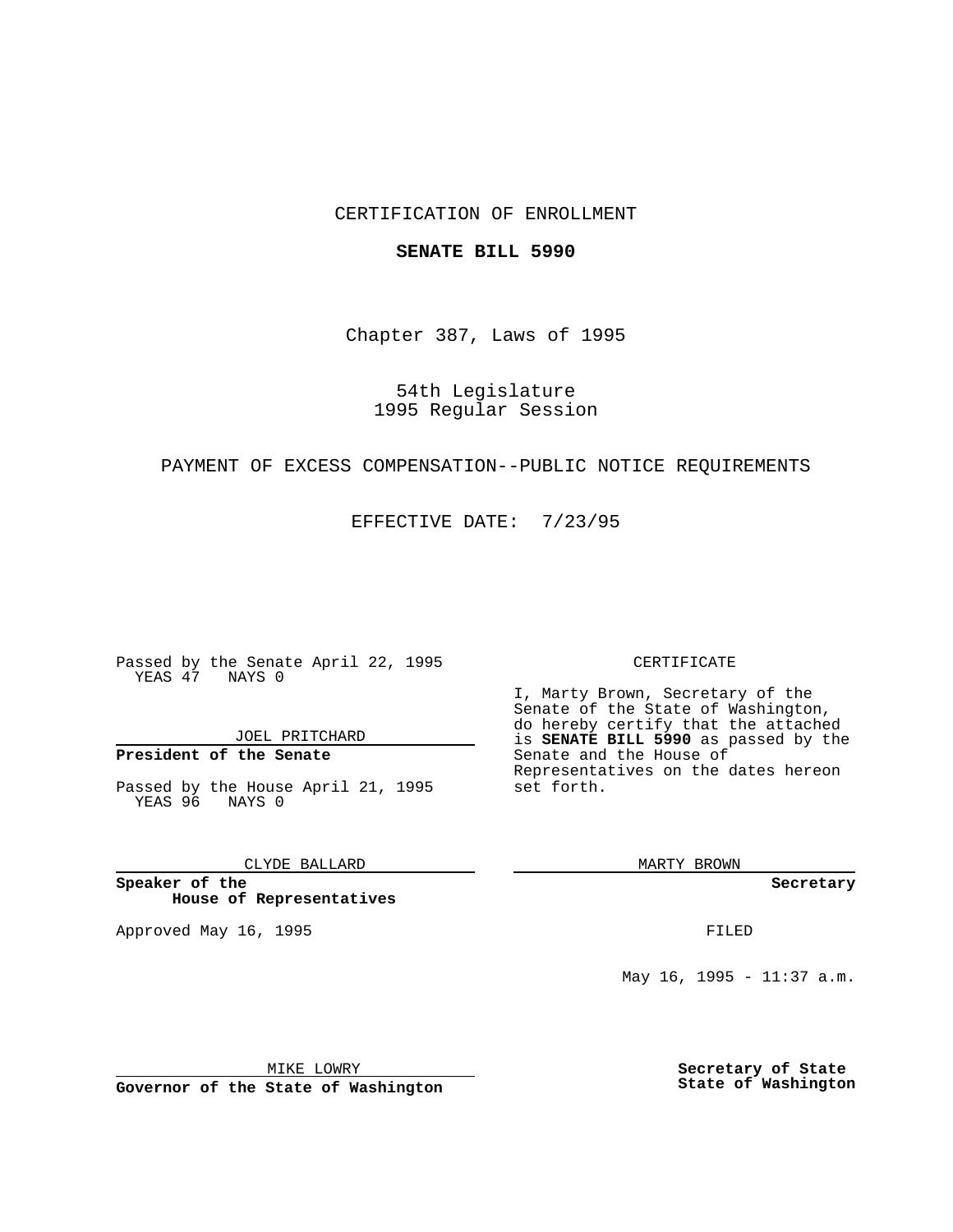CERTIFICATION OF ENROLLMENT

**SENATE BILL 5990**

Chapter 387, Laws of 1995

54th Legislature
1995 Regular Session

PAYMENT OF EXCESS COMPENSATION--PUBLIC NOTICE REQUIREMENTS

EFFECTIVE DATE: 7/23/95

Passed by the Senate April 22, 1995
YEAS 47 NAYS 0

JOEL PRITCHARD

**President of the Senate**

Passed by the House April 21, 1995
YEAS 96 NAYS 0

CLYDE BALLARD

**Speaker of the House of Representatives**

Approved May 16, 1995

MIKE LOWRY

**Governor of the State of Washington**

CERTIFICATE

I, Marty Brown, Secretary of the Senate of the State of Washington, do hereby certify that the attached is **SENATE BILL 5990** as passed by the Senate and the House of Representatives on the dates hereon set forth.

MARTY BROWN

**Secretary**

FILED

May 16, 1995 - 11:37 a.m.

**Secretary of State**
**State of Washington**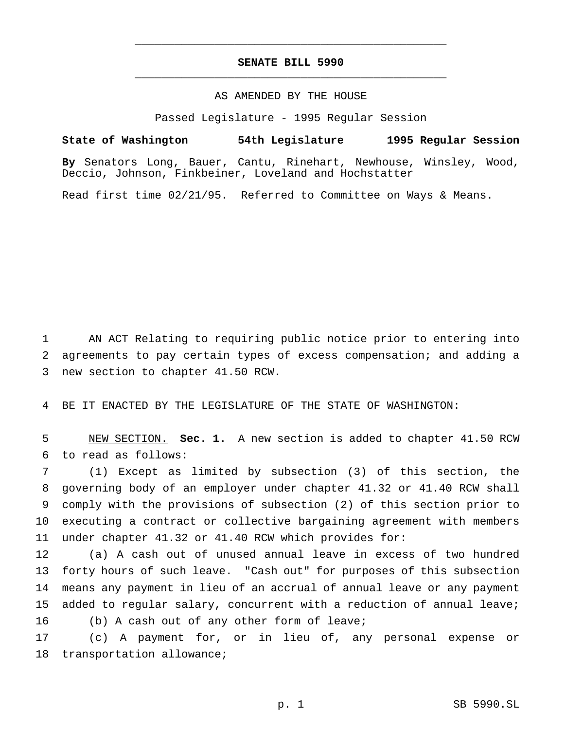# SENATE BILL 5990

AS AMENDED BY THE HOUSE

Passed Legislature - 1995 Regular Session

**State of Washington 54th Legislature 1995 Regular Session**

**By** Senators Long, Bauer, Cantu, Rinehart, Newhouse, Winsley, Wood, Deccio, Johnson, Finkbeiner, Loveland and Hochstatter

Read first time 02/21/95. Referred to Committee on Ways & Means.

1 AN ACT Relating to requiring public notice prior to entering into
2 agreements to pay certain types of excess compensation; and adding a
3 new section to chapter 41.50 RCW.

4 BE IT ENACTED BY THE LEGISLATURE OF THE STATE OF WASHINGTON:

5 NEW SECTION. **Sec. 1.** A new section is added to chapter 41.50 RCW
6 to read as follows:

7 (1) Except as limited by subsection (3) of this section, the
8 governing body of an employer under chapter 41.32 or 41.40 RCW shall
9 comply with the provisions of subsection (2) of this section prior to
10 executing a contract or collective bargaining agreement with members
11 under chapter 41.32 or 41.40 RCW which provides for:

12 (a) A cash out of unused annual leave in excess of two hundred
13 forty hours of such leave. "Cash out" for purposes of this subsection
14 means any payment in lieu of an accrual of annual leave or any payment
15 added to regular salary, concurrent with a reduction of annual leave;

16 (b) A cash out of any other form of leave;

17 (c) A payment for, or in lieu of, any personal expense or
18 transportation allowance;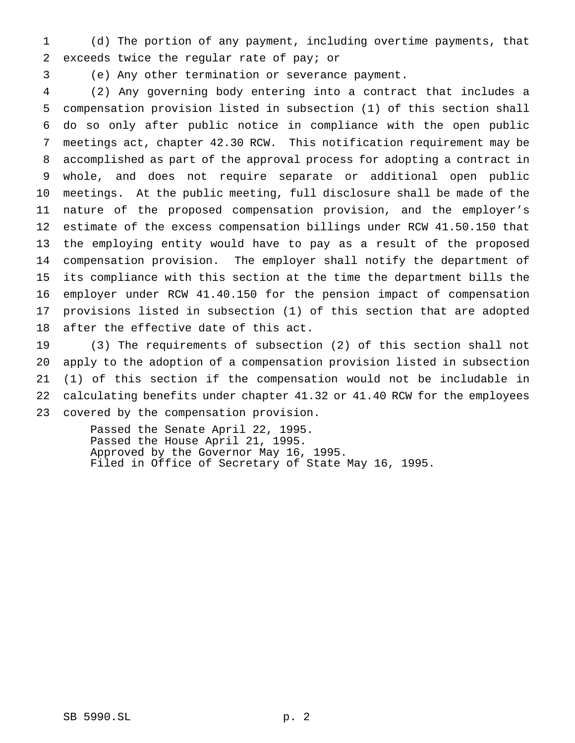(d) The portion of any payment, including overtime payments, that exceeds twice the regular rate of pay; or

(e) Any other termination or severance payment.

(2) Any governing body entering into a contract that includes a compensation provision listed in subsection (1) of this section shall do so only after public notice in compliance with the open public meetings act, chapter 42.30 RCW. This notification requirement may be accomplished as part of the approval process for adopting a contract in whole, and does not require separate or additional open public meetings. At the public meeting, full disclosure shall be made of the nature of the proposed compensation provision, and the employer's estimate of the excess compensation billings under RCW 41.50.150 that the employing entity would have to pay as a result of the proposed compensation provision. The employer shall notify the department of its compliance with this section at the time the department bills the employer under RCW 41.40.150 for the pension impact of compensation provisions listed in subsection (1) of this section that are adopted after the effective date of this act.

(3) The requirements of subsection (2) of this section shall not apply to the adoption of a compensation provision listed in subsection (1) of this section if the compensation would not be includable in calculating benefits under chapter 41.32 or 41.40 RCW for the employees covered by the compensation provision.

Passed the Senate April 22, 1995.
Passed the House April 21, 1995.
Approved by the Governor May 16, 1995.
Filed in Office of Secretary of State May 16, 1995.